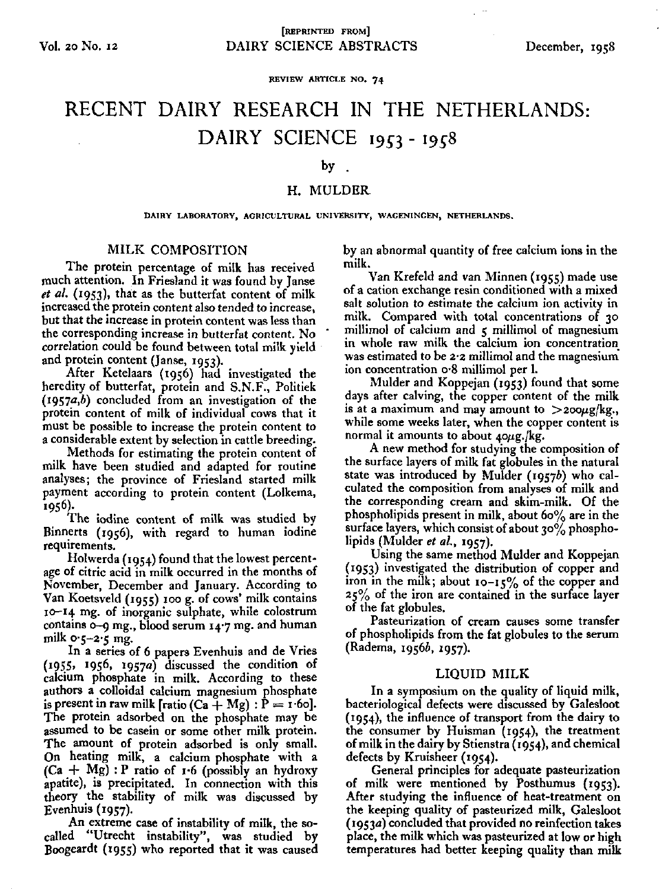[REPRINTED FROM]
DAIRY SCIENCE ABSTRACTS

Vol. 20 No. 12 — December, 1958

REVIEW ARTICLE NO. 74

# RECENT DAIRY RESEARCH IN THE NETHERLANDS: DAIRY SCIENCE 1953 - 1958

by

H. MULDER

DAIRY LABORATORY, AGRICULTURAL UNIVERSITY, WAGENINGEN, NETHERLANDS.

## MILK COMPOSITION

The protein percentage of milk has received much attention. In Friesland it was found by Janse *et al.* (1953), that as the butterfat content of milk increased the protein content also tended to increase, but that the increase in protein content was less than the corresponding increase in butterfat content. No correlation could be found between total milk yield and protein content (Janse, 1953).

After Ketelaars (1956) had investigated the heredity of butterfat, protein and S.N.F., Politiek (1957*a*,*b*) concluded from an investigation of the protein content of milk of individual cows that it must be possible to increase the protein content to a considerable extent by selection in cattle breeding.

Methods for estimating the protein content of milk have been studied and adapted for routine analyses; the province of Friesland started milk payment according to protein content (Lolkema, 1956).

The iodine content of milk was studied by Binnerts (1956), with regard to human iodine requirements.

Holwerda (1954) found that the lowest percentage of citric acid in milk occurred in the months of November, December and January. According to Van Koetsveld (1955) 100 g. of cows' milk contains 10–14 mg. of inorganic sulphate, while colostrum contains 0–9 mg., blood serum 14·7 mg. and human milk 0·5–2·5 mg.

In a series of 6 papers Evenhuis and de Vries (1955, 1956, 1957*a*) discussed the condition of calcium phosphate in milk. According to these authors a colloidal calcium magnesium phosphate is present in raw milk [ratio (Ca + Mg) : P = 1·60]. The protein adsorbed on the phosphate may be assumed to be casein or some other milk protein. The amount of protein adsorbed is only small. On heating milk, a calcium phosphate with a (Ca + Mg) : P ratio of 1·6 (possibly an hydroxy apatite), is precipitated. In connection with this theory the stability of milk was discussed by Evenhuis (1957).

An extreme case of instability of milk, the so-called "Utrecht instability", was studied by Boogeardt (1955) who reported that it was caused by an abnormal quantity of free calcium ions in the milk.

Van Krefeld and van Minnen (1955) made use of a cation exchange resin conditioned with a mixed salt solution to estimate the calcium ion activity in milk. Compared with total concentrations of 30 millimol of calcium and 5 millimol of magnesium in whole raw milk the calcium ion concentration was estimated to be 2·2 millimol and the magnesium ion concentration 0·8 millimol per l.

Mulder and Koppejan (1953) found that some days after calving, the copper content of the milk is at a maximum and may amount to $>200\mu$g./kg., while some weeks later, when the copper content is normal it amounts to about $40\mu$g./kg.

A new method for studying the composition of the surface layers of milk fat globules in the natural state was introduced by Mulder (1957*b*) who calculated the composition from analyses of milk and the corresponding cream and skim-milk. Of the phospholipids present in milk, about 60% are in the surface layers, which consist of about 30% phospholipids (Mulder *et al.*, 1957).

Using the same method Mulder and Koppejan (1953) investigated the distribution of copper and iron in the milk; about 10–15% of the copper and 25% of the iron are contained in the surface layer of the fat globules.

Pasteurization of cream causes some transfer of phospholipids from the fat globules to the serum (Radema, 1956*b*, 1957).

## LIQUID MILK

In a symposium on the quality of liquid milk, bacteriological defects were discussed by Galesloot (1954), the influence of transport from the dairy to the consumer by Huisman (1954), the treatment of milk in the dairy by Stienstra (1954), and chemical defects by Kruisheer (1954).

General principles for adequate pasteurization of milk were mentioned by Posthumus (1953). After studying the influence of heat-treatment on the keeping quality of pasteurized milk, Galesloot (1953*a*) concluded that provided no reinfection takes place, the milk which was pasteurized at low or high temperatures had better keeping quality than milk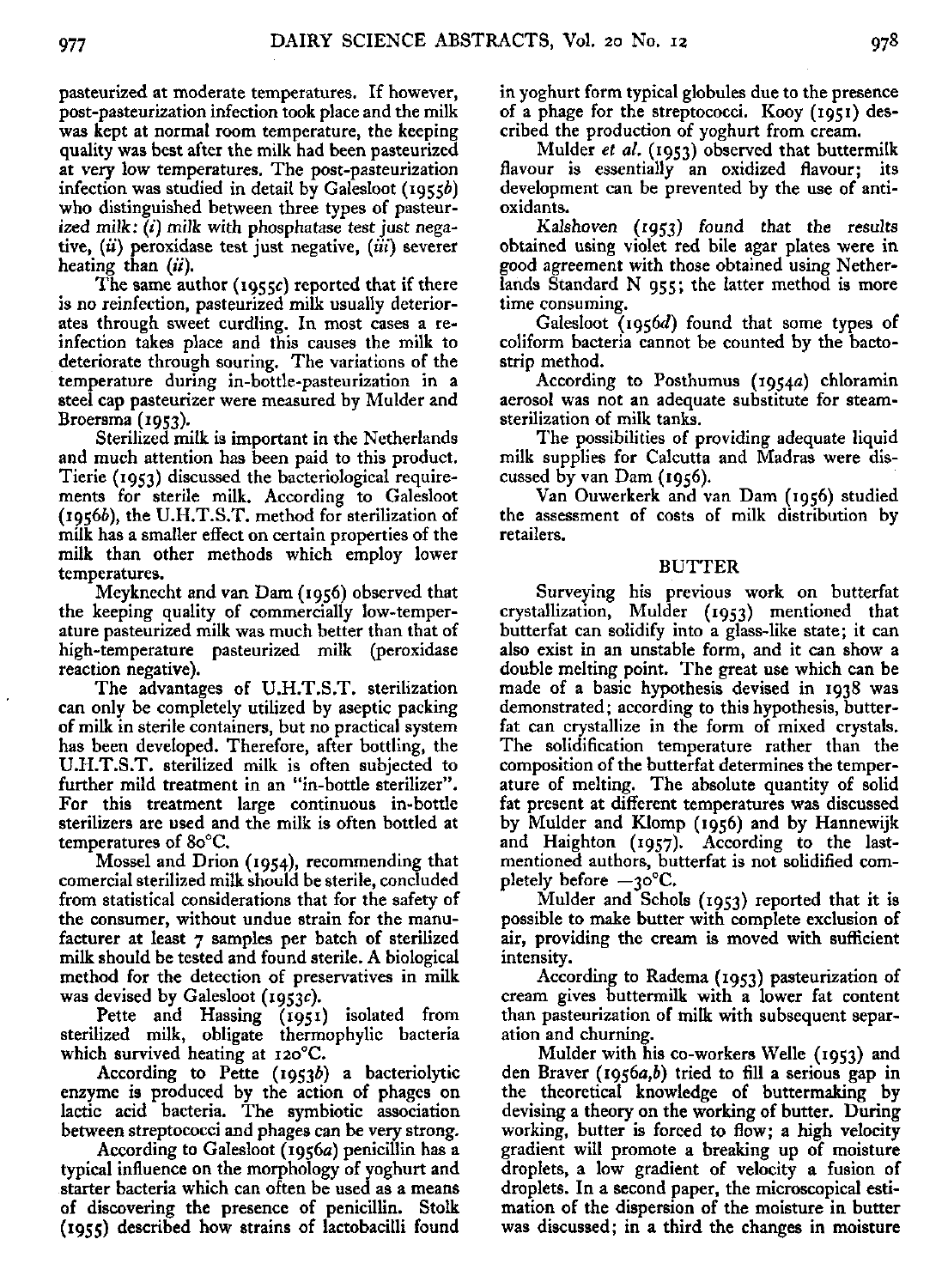pasteurized at moderate temperatures. If however, post-pasteurization infection took place and the milk was kept at normal room temperature, the keeping quality was best after the milk had been pasteurized at very low temperatures. The post-pasteurization infection was studied in detail by Galesloot (1955*b*) who distinguished between three types of pasteurized milk: (*i*) milk with phosphatase test just negative, (*ii*) peroxidase test just negative, (*iii*) severer heating than (*ii*).

The same author (1955*c*) reported that if there is no reinfection, pasteurized milk usually deteriorates through sweet curdling. In most cases a reinfection takes place and this causes the milk to deteriorate through souring. The variations of the temperature during in-bottle-pasteurization in a steel cap pasteurizer were measured by Mulder and Broersma (1953).

Sterilized milk is important in the Netherlands and much attention has been paid to this product. Tierie (1953) discussed the bacteriological requirements for sterile milk. According to Galesloot (1956*b*), the U.H.T.S.T. method for sterilization of milk has a smaller effect on certain properties of the milk than other methods which employ lower temperatures.

Meyknecht and van Dam (1956) observed that the keeping quality of commercially low-temperature pasteurized milk was much better than that of high-temperature pasteurized milk (peroxidase reaction negative).

The advantages of U.H.T.S.T. sterilization can only be completely utilized by aseptic packing of milk in sterile containers, but no practical system has been developed. Therefore, after bottling, the U.H.T.S.T. sterilized milk is often subjected to further mild treatment in an "in-bottle sterilizer". For this treatment large continuous in-bottle sterilizers are used and the milk is often bottled at temperatures of 80°C.

Mossel and Drion (1954), recommending that comercial sterilized milk should be sterile, concluded from statistical considerations that for the safety of the consumer, without undue strain for the manufacturer at least 7 samples per batch of sterilized milk should be tested and found sterile. A biological method for the detection of preservatives in milk was devised by Galesloot (1953*c*).

Pette and Hassing (1951) isolated from sterilized milk, obligate thermophylic bacteria which survived heating at 120°C.

According to Pette (1953*b*) a bacteriolytic enzyme is produced by the action of phages on lactic acid bacteria. The symbiotic association between streptococci and phages can be very strong.

According to Galesloot (1956*a*) penicillin has a typical influence on the morphology of yoghurt and starter bacteria which can often be used as a means of discovering the presence of penicillin. Stolk (1955) described how strains of lactobacilli found in yoghurt form typical globules due to the presence of a phage for the streptococci. Kooy (1951) described the production of yoghurt from cream.

Mulder *et al.* (1953) observed that buttermilk flavour is essentially an oxidized flavour; its development can be prevented by the use of antioxidants.

Kalshoven (1953) found that the results obtained using violet red bile agar plates were in good agreement with those obtained using Netherlands Standard N 955; the latter method is more time consuming.

Galesloot (1956*d*) found that some types of coliform bacteria cannot be counted by the bactostrip method.

According to Posthumus (1954*a*) chloramin aerosol was not an adequate substitute for steam-sterilization of milk tanks.

The possibilities of providing adequate liquid milk supplies for Calcutta and Madras were discussed by van Dam (1956).

Van Ouwerkerk and van Dam (1956) studied the assessment of costs of milk distribution by retailers.

## BUTTER

Surveying his previous work on butterfat crystallization, Mulder (1953) mentioned that butterfat can solidify into a glass-like state; it can also exist in an unstable form, and it can show a double melting point. The great use which can be made of a basic hypothesis devised in 1938 was demonstrated; according to this hypothesis, butterfat can crystallize in the form of mixed crystals. The solidification temperature rather than the composition of the butterfat determines the temperature of melting. The absolute quantity of solid fat present at different temperatures was discussed by Mulder and Klomp (1956) and by Hannewijk and Haighton (1957). According to the last-mentioned authors, butterfat is not solidified completely before −30°C.

Mulder and Schols (1953) reported that it is possible to make butter with complete exclusion of air, providing the cream is moved with sufficient intensity.

According to Radema (1953) pasteurization of cream gives buttermilk with a lower fat content than pasteurization of milk with subsequent separation and churning.

Mulder with his co-workers Welle (1953) and den Braver (1956*a*,*b*) tried to fill a serious gap in the theoretical knowledge of buttermaking by devising a theory on the working of butter. During working, butter is forced to flow; a high velocity gradient will promote a breaking up of moisture droplets, a low gradient of velocity a fusion of droplets. In a second paper, the microscopical estimation of the dispersion of the moisture in butter was discussed; in a third the changes in moisture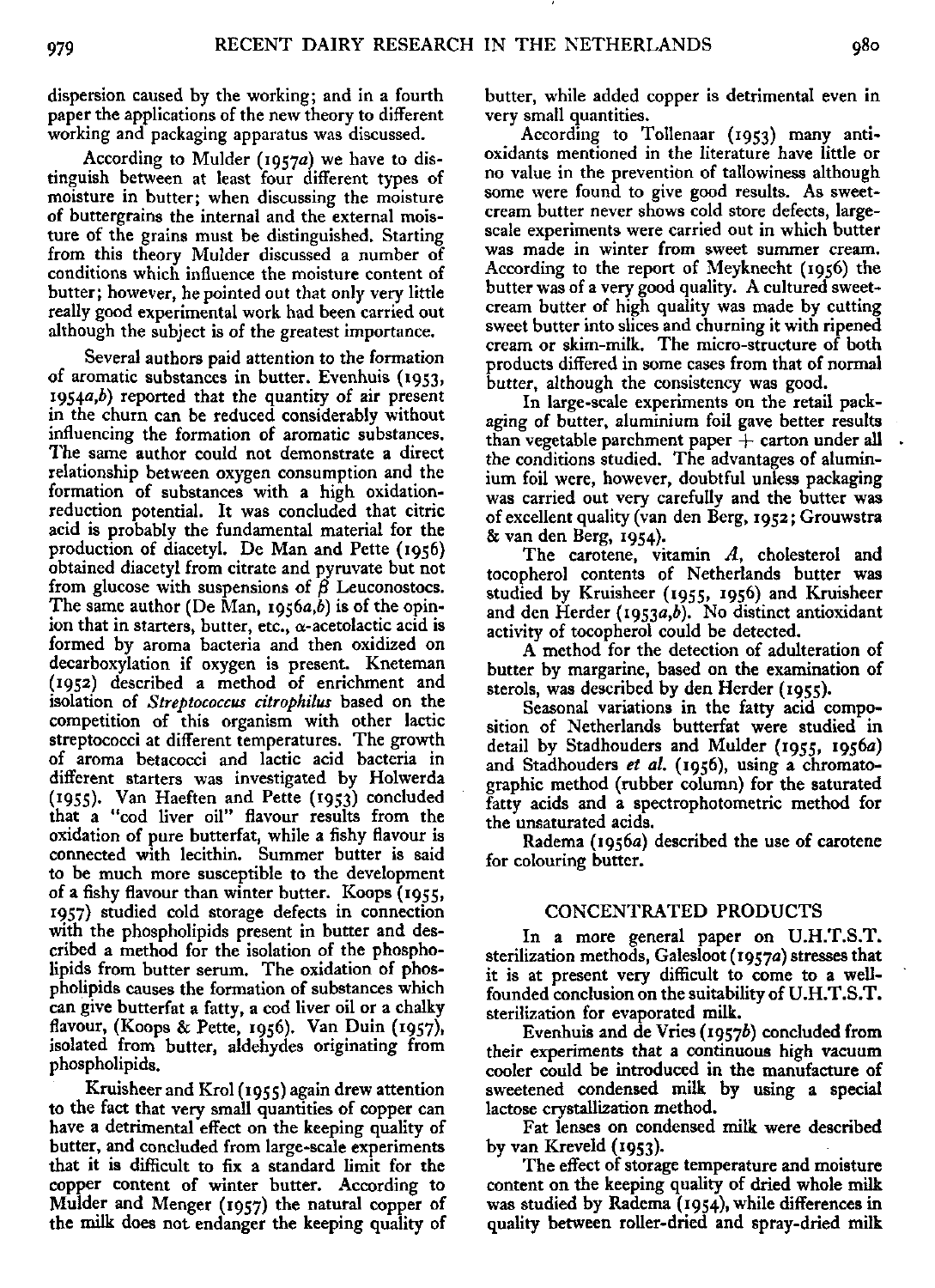dispersion caused by the working; and in a fourth paper the applications of the new theory to different working and packaging apparatus was discussed.

According to Mulder (1957*a*) we have to distinguish between at least four different types of moisture in butter; when discussing the moisture of buttergrains the internal and the external moisture of the grains must be distinguished. Starting from this theory Mulder discussed a number of conditions which influence the moisture content of butter; however, he pointed out that only very little really good experimental work had been carried out although the subject is of the greatest importance.

Several authors paid attention to the formation of aromatic substances in butter. Evenhuis (1953, 1954*a*,*b*) reported that the quantity of air present in the churn can be reduced considerably without influencing the formation of aromatic substances. The same author could not demonstrate a direct relationship between oxygen consumption and the formation of substances with a high oxidation-reduction potential. It was concluded that citric acid is probably the fundamental material for the production of diacetyl. De Man and Pette (1956) obtained diacetyl from citrate and pyruvate but not from glucose with suspensions of $\beta$ Leuconostocs. The same author (De Man, 1956*a*,*b*) is of the opinion that in starters, butter, etc., $\alpha$-acetolactic acid is formed by aroma bacteria and then oxidized on decarboxylation if oxygen is present. Kneteman (1952) described a method of enrichment and isolation of *Streptococcus citrophilus* based on the competition of this organism with other lactic streptococci at different temperatures. The growth of aroma betacocci and lactic acid bacteria in different starters was investigated by Holwerda (1955). Van Haeften and Pette (1953) concluded that a "cod liver oil" flavour results from the oxidation of pure butterfat, while a fishy flavour is connected with lecithin. Summer butter is said to be much more susceptible to the development of a fishy flavour than winter butter. Koops (1955, 1957) studied cold storage defects in connection with the phospholipids present in butter and described a method for the isolation of the phospholipids from butter serum. The oxidation of phospholipids causes the formation of substances which can give butterfat a fatty, a cod liver oil or a chalky flavour, (Koops & Pette, 1956). Van Duin (1957), isolated from butter, aldehydes originating from phospholipids.

Kruisheer and Krol (1955) again drew attention to the fact that very small quantities of copper can have a detrimental effect on the keeping quality of butter, and concluded from large-scale experiments that it is difficult to fix a standard limit for the copper content of winter butter. According to Mulder and Menger (1957) the natural copper of the milk does not endanger the keeping quality of butter, while added copper is detrimental even in very small quantities.

According to Tollenaar (1953) many antioxidants mentioned in the literature have little or no value in the prevention of tallowiness although some were found to give good results. As sweet-cream butter never shows cold store defects, large-scale experiments were carried out in which butter was made in winter from sweet summer cream. According to the report of Meyknecht (1956) the butter was of a very good quality. A cultured sweet-cream butter of high quality was made by cutting sweet butter into slices and churning it with ripened cream or skim-milk. The micro-structure of both products differed in some cases from that of normal butter, although the consistency was good.

In large-scale experiments on the retail packaging of butter, aluminium foil gave better results than vegetable parchment paper + carton under all the conditions studied. The advantages of aluminium foil were, however, doubtful unless packaging was carried out very carefully and the butter was of excellent quality (van den Berg, 1952; Grouwstra & van den Berg, 1954).

The carotene, vitamin *A*, cholesterol and tocopherol contents of Netherlands butter was studied by Kruisheer (1955, 1956) and Kruisheer and den Herder (1953*a*,*b*). No distinct antioxidant activity of tocopherol could be detected.

A method for the detection of adulteration of butter by margarine, based on the examination of sterols, was described by den Herder (1955).

Seasonal variations in the fatty acid composition of Netherlands butterfat were studied in detail by Stadhouders and Mulder (1955, 1956*a*) and Stadhouders *et al.* (1956), using a chromatographic method (rubber column) for the saturated fatty acids and a spectrophotometric method for the unsaturated acids.

Radema (1956*a*) described the use of carotene for colouring butter.

## CONCENTRATED PRODUCTS

In a more general paper on U.H.T.S.T. sterilization methods, Galesloot (1957*a*) stresses that it is at present very difficult to come to a well-founded conclusion on the suitability of U.H.T.S.T. sterilization for evaporated milk.

Evenhuis and de Vries (1957*b*) concluded from their experiments that a continuous high vacuum cooler could be introduced in the manufacture of sweetened condensed milk by using a special lactose crystallization method.

Fat lenses on condensed milk were described by van Kreveld (1953).

The effect of storage temperature and moisture content on the keeping quality of dried whole milk was studied by Radema (1954), while differences in quality between roller-dried and spray-dried milk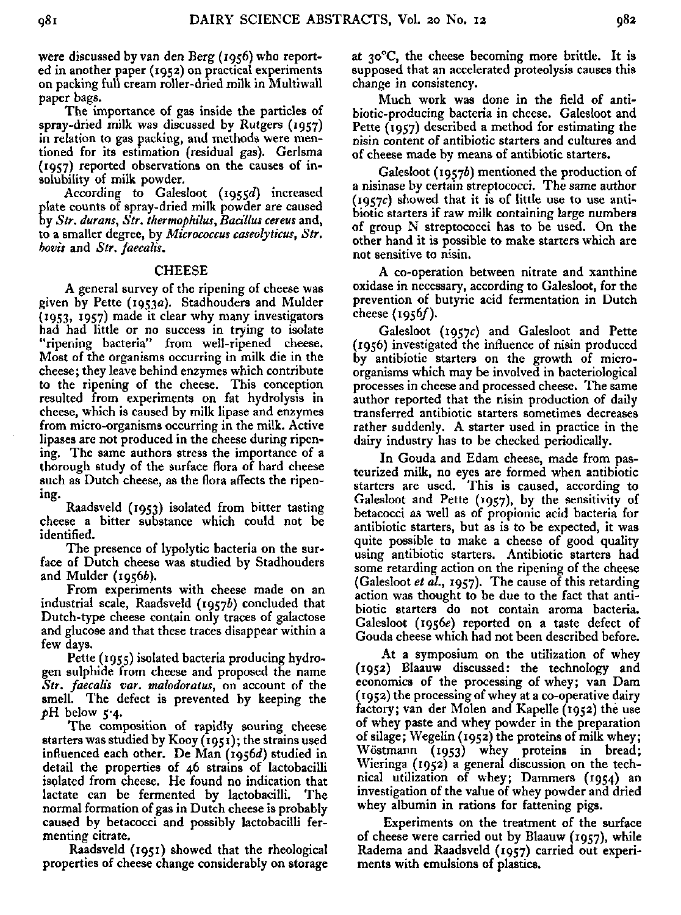were discussed by van den Berg (1956) who reported in another paper (1952) on practical experiments on packing full cream roller-dried milk in Multiwall paper bags.

The importance of gas inside the particles of spray-dried milk was discussed by Rutgers (1957) in relation to gas packing, and methods were mentioned for its estimation (residual gas). Gerlsma (1957) reported observations on the causes of insolubility of milk powder.

According to Galesloot (1955*d*) increased plate counts of spray-dried milk powder are caused by *Str. durans*, *Str. thermophilus*, *Bacillus cereus* and, to a smaller degree, by *Micrococcus caseolyticus*, *Str. bovis* and *Str. faecalis*.

## CHEESE

A general survey of the ripening of cheese was given by Pette (1953*a*). Stadhouders and Mulder (1953, 1957) made it clear why many investigators had had little or no success in trying to isolate "ripening bacteria" from well-ripened cheese. Most of the organisms occurring in milk die in the cheese; they leave behind enzymes which contribute to the ripening of the cheese. This conception resulted from experiments on fat hydrolysis in cheese, which is caused by milk lipase and enzymes from micro-organisms occurring in the milk. Active lipases are not produced in the cheese during ripening. The same authors stress the importance of a thorough study of the surface flora of hard cheese such as Dutch cheese, as the flora affects the ripening.

Raadsveld (1953) isolated from bitter tasting cheese a bitter substance which could not be identified.

The presence of lypolytic bacteria on the surface of Dutch cheese was studied by Stadhouders and Mulder (1956*b*).

From experiments with cheese made on an industrial scale, Raadsveld (1957*b*) concluded that Dutch-type cheese contain only traces of galactose and glucose and that these traces disappear within a few days.

Pette (1955) isolated bacteria producing hydrogen sulphide from cheese and proposed the name *Str. faecalis var. malodoratus*, on account of the smell. The defect is prevented by keeping the *p*H below 5·4.

The composition of rapidly souring cheese starters was studied by Kooy (1951); the strains used influenced each other. De Man (1956*d*) studied in detail the properties of 46 strains of lactobacilli isolated from cheese. He found no indication that lactate can be fermented by lactobacilli. The normal formation of gas in Dutch cheese is probably caused by betacocci and possibly lactobacilli fermenting citrate.

Raadsveld (1951) showed that the rheological properties of cheese change considerably on storage at 30°C, the cheese becoming more brittle. It is supposed that an accelerated proteolysis causes this change in consistency.

Much work was done in the field of antibiotic-producing bacteria in cheese. Galesloot and Pette (1957) described a method for estimating the nisin content of antibiotic starters and cultures and of cheese made by means of antibiotic starters.

Galesloot (1957*b*) mentioned the production of a nisinase by certain streptococci. The same author (1957*c*) showed that it is of little use to use antibiotic starters if raw milk containing large numbers of group N streptococci has to be used. On the other hand it is possible to make starters which are not sensitive to nisin.

A co-operation between nitrate and xanthine oxidase in necessary, according to Galesloot, for the prevention of butyric acid fermentation in Dutch cheese (1956*f*).

Galesloot (1957*c*) and Galesloot and Pette (1956) investigated the influence of nisin produced by antibiotic starters on the growth of microorganisms which may be involved in bacteriological processes in cheese and processed cheese. The same author reported that the nisin production of daily transferred antibiotic starters sometimes decreases rather suddenly. A starter used in practice in the dairy industry has to be checked periodically.

In Gouda and Edam cheese, made from pasteurized milk, no eyes are formed when antibiotic starters are used. This is caused, according to Galesloot and Pette (1957), by the sensitivity of betacocci as well as of propionic acid bacteria for antibiotic starters, but as is to be expected, it was quite possible to make a cheese of good quality using antibiotic starters. Antibiotic starters had some retarding action on the ripening of the cheese (Galesloot *et al.*, 1957). The cause of this retarding action was thought to be due to the fact that antibiotic starters do not contain aroma bacteria. Galesloot (1956*e*) reported on a taste defect of Gouda cheese which had not been described before.

At a symposium on the utilization of whey (1952) Blaauw discussed: the technology and economics of the processing of whey; van Dam (1952) the processing of whey at a co-operative dairy factory; van der Molen and Kapelle (1952) the use of whey paste and whey powder in the preparation of silage; Wegelin (1951) the proteins of milk whey; Wöstmann (1953) whey proteins in bread; Wieringa (1952) a general discussion on the technical utilization of whey; Dammers (1954) an investigation of the value of whey powder and dried whey albumin in rations for fattening pigs.

Experiments on the treatment of the surface of cheese were carried out by Blaauw (1957), while Radema and Raadsveld (1957) carried out experiments with emulsions of plastics.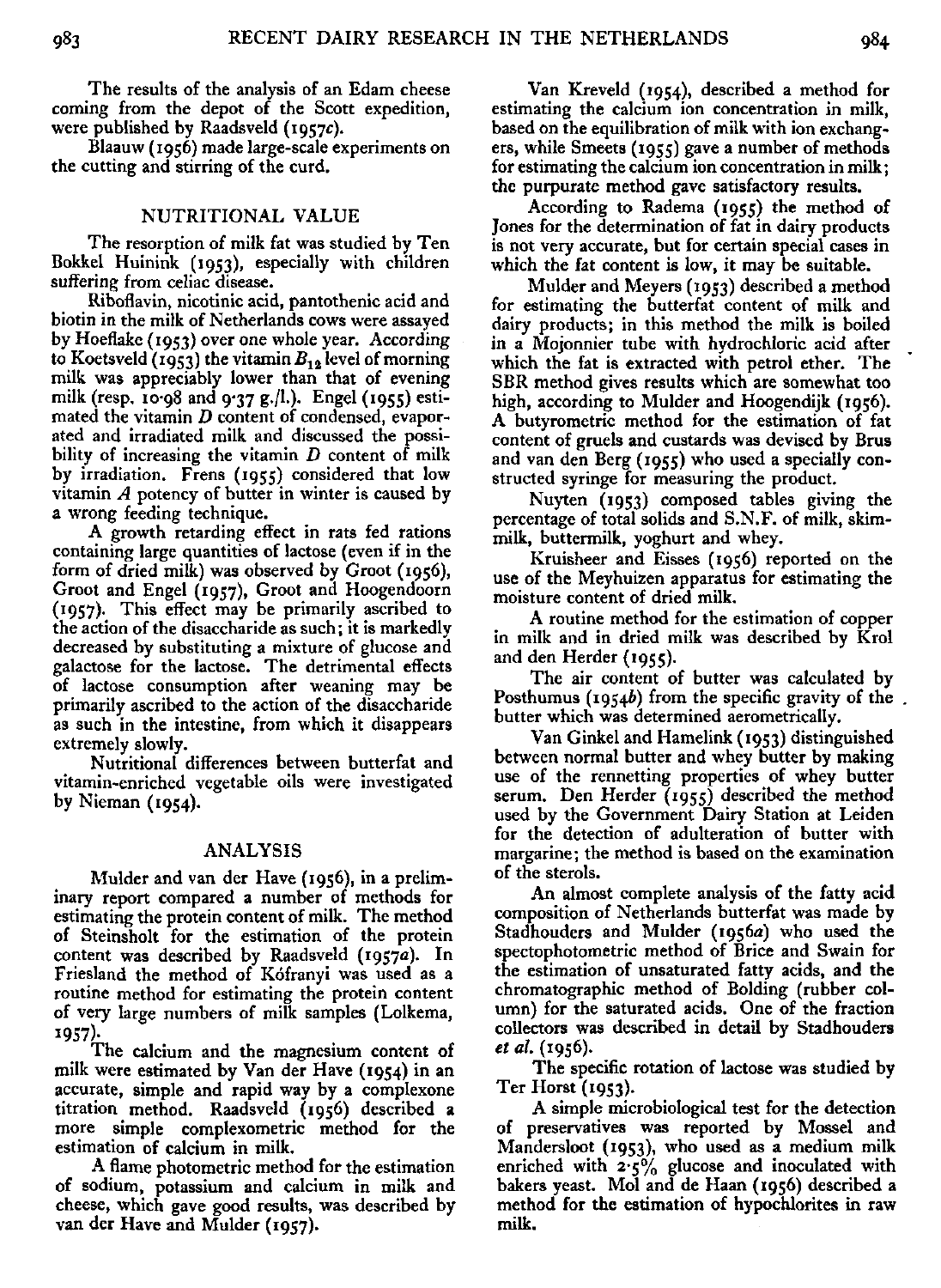The results of the analysis of an Edam cheese coming from the depot of the Scott expedition, were published by Raadsveld (1957*c*).

Blaauw (1956) made large-scale experiments on the cutting and stirring of the curd.

## NUTRITIONAL VALUE

The resorption of milk fat was studied by Ten Bokkel Huinink (1953), especially with children suffering from celiac disease.

Riboflavin, nicotinic acid, pantothenic acid and biotin in the milk of Netherlands cows were assayed by Hoeflake (1953) over one whole year. According to Koetsveld (1953) the vitamin $B_{12}$ level of morning milk was appreciably lower than that of evening milk (resp. 10·98 and 9·37 g./l.). Engel (1955) estimated the vitamin *D* content of condensed, evaporated and irradiated milk and discussed the possibility of increasing the vitamin *D* content of milk by irradiation. Frens (1955) considered that low vitamin *A* potency of butter in winter is caused by a wrong feeding technique.

A growth retarding effect in rats fed rations containing large quantities of lactose (even if in the form of dried milk) was observed by Groot (1956), Groot and Engel (1957), Groot and Hoogendoorn (1957). This effect may be primarily ascribed to the action of the disaccharide as such; it is markedly decreased by substituting a mixture of glucose and galactose for the lactose. The detrimental effects of lactose consumption after weaning may be primarily ascribed to the action of the disaccharide as such in the intestine, from which it disappears extremely slowly.

Nutritional differences between butterfat and vitamin-enriched vegetable oils were investigated by Nieman (1954).

## ANALYSIS

Mulder and van der Have (1956), in a preliminary report compared a number of methods for estimating the protein content of milk. The method of Steinsholt for the estimation of the protein content was described by Raadsveld (1957*a*). In Friesland the method of Kófranyi was used as a routine method for estimating the protein content of very large numbers of milk samples (Lolkema, 1957).

The calcium and the magnesium content of milk were estimated by Van der Have (1954) in an accurate, simple and rapid way by a complexone titration method. Raadsveld (1956) described a more simple complexometric method for the estimation of calcium in milk.

A flame photometric method for the estimation of sodium, potassium and calcium in milk and cheese, which gave good results, was described by van der Have and Mulder (1957).

Van Kreveld (1954), described a method for estimating the calcium ion concentration in milk, based on the equilibration of milk with ion exchangers, while Smeets (1955) gave a number of methods for estimating the calcium ion concentration in milk; the purpurate method gave satisfactory results.

According to Radema (1955) the method of Jones for the determination of fat in dairy products is not very accurate, but for certain special cases in which the fat content is low, it may be suitable.

Mulder and Meyers (1953) described a method for estimating the butterfat content of milk and dairy products; in this method the milk is boiled in a Mojonnier tube with hydrochloric acid after which the fat is extracted with petrol ether. The SBR method gives results which are somewhat too high, according to Mulder and Hoogendijk (1956). A butyrometric method for the estimation of fat content of gruels and custards was devised by Brus and van den Berg (1955) who used a specially constructed syringe for measuring the product.

Nuyten (1953) composed tables giving the percentage of total solids and S.N.F. of milk, skimmilk, buttermilk, yoghurt and whey.

Kruisheer and Eisses (1956) reported on the use of the Meyhuizen apparatus for estimating the moisture content of dried milk.

A routine method for the estimation of copper in milk and in dried milk was described by Krol and den Herder (1955).

The air content of butter was calculated by Posthumus (1954*b*) from the specific gravity of the butter which was determined aerometrically.

Van Ginkel and Hamelink (1953) distinguished between normal butter and whey butter by making use of the rennetting properties of whey butter serum. Den Herder (1955) described the method used by the Government Dairy Station at Leiden for the detection of adulteration of butter with margarine; the method is based on the examination of the sterols.

An almost complete analysis of the fatty acid composition of Netherlands butterfat was made by Stadhouders and Mulder (1956*a*) who used the spectophotometric method of Brice and Swain for the estimation of unsaturated fatty acids, and the chromatographic method of Bolding (rubber column) for the saturated acids. One of the fraction collectors was described in detail by Stadhouders *et al.* (1956).

The specific rotation of lactose was studied by Ter Horst (1953).

A simple microbiological test for the detection of preservatives was reported by Mossel and Mandersloot (1953), who used as a medium milk enriched with 2·5% glucose and inoculated with bakers yeast. Mol and de Haan (1956) described a method for the estimation of hypochlorites in raw milk.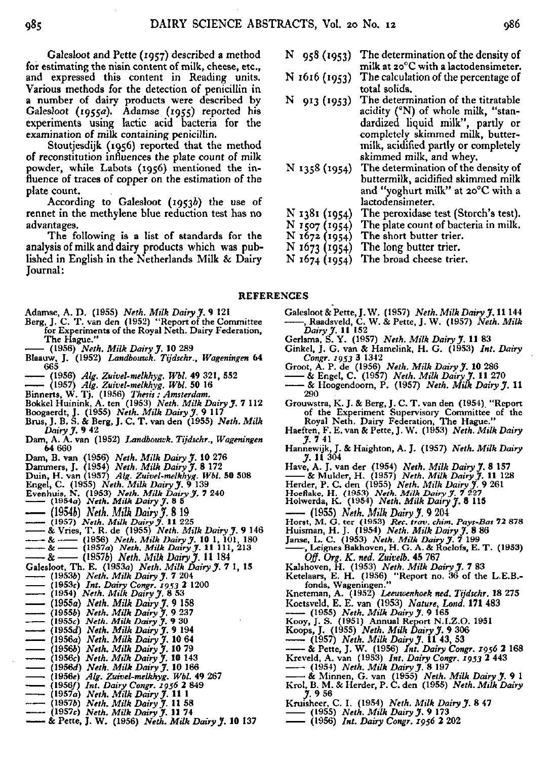Galesloot and Pette (1957) described a method for estimating the nisin content of milk, cheese, etc., and expressed this content in Reading units. Various methods for the detection of penicillin in a number of dairy products were described by Galesloot (1955*a*). Adamse (1955) reported his experiments using lactic acid bacteria for the examination of milk containing penicillin.

Stoutjesdijk (1956) reported that the method of reconstitution influences the plate count of milk powder, while Labots (1956) mentioned the influence of traces of copper on the estimation of the plate count.

According to Galesloot (1953*b*) the use of rennet in the methylene blue reduction test has no advantages.

The following is a list of standards for the analysis of milk and dairy products which was published in English in the Netherlands Milk & Dairy Journal:

| | |
|---|---|
| N 958 (1953) | The determination of the density of milk at 20°C with a lactodensimeter. |
| N 1616 (1953) | The calculation of the percentage of total solids. |
| N 913 (1953) | The determination of the titratable acidity (°N) of whole milk, "standardized liquid milk", partly or completely skimmed milk, buttermilk, acidified partly or completely skimmed milk, and whey. |
| N 1358 (1954) | The determination of the density of buttermilk, acidified skimmed milk and "yoghurt milk" at 20°C with a lactodensimeter. |
| N 1381 (1954) | The peroxidase test (Storch's test). |
| N 1507 (1954) | The plate count of bacteria in milk. |
| N 1672 (1954) | The short butter trier. |
| N 1673 (1954) | The long butter trier. |
| N 1674 (1954) | The broad cheese trier. |

## REFERENCES

Adamse, A. D. (1955) *Neth. Milk Dairy J.* **9** 121
Berg, J. C. T. van den (1952) "Report of the Committee for Experiments of the Royal Neth. Dairy Federation, The Hague."
—— (1956) *Neth. Milk Dairy J.* **10** 289
Blaauw, J. (1952) *Landbouwk. Tijdschr., Wageningen* **64** 665
—— (1956) *Alg. Zuivel-melkhyg. Wbl.* **49** 321, 552
—— (1957) *Alg. Zuivel-melkhyg. Wbl.* **50** 16
Binnerts, W. Tj. (1956) *Thesis: Amsterdam.*
Bokkel Huinink, A. ten (1953) *Neth. Milk Dairy J.* **7** 112
Boogaerdt, J. (1955) *Neth. Milk Dairy J.* **9** 117
Brus, J. B. S. & Berg, J. C. T. van den (1955) *Neth. Milk Dairy J.* **9** 42
Dam, A. A. van (1952) *Landbouwk. Tijdschr., Wageningen* **64** 660
Dam, B. van (1956) *Neth. Milk Dairy J.* **10** 276
Dammers, J. (1954) *Neth. Milk Dairy J.* **8** 172
Duin, H. van (1957) *Alg. Zuivel-melkhyg. Wbl.* **50** 508
Engel, C. (1955) *Neth. Milk Dairy J.* **9** 139
Evenhuis, N. (1953) *Neth. Milk Dairy J.* **7** 240
—— (1954*a*) *Neth. Milk Dairy J.* **8** 5
—— (1954*b*) *Neth. Milk Dairy J.* **8** 19
—— (1957) *Neth. Milk Dairy J.* **11** 225
—— & Vries, T. R. de (1955) *Neth. Milk Dairy J.* **9** 146
—— & —— (1956) *Neth. Milk Dairy J.* **10** 1, 101, 180
—— & —— (1957*a*) *Neth. Milk Dairy J.* **11** 111, 213
—— & —— (1957*b*) *Neth. Milk Dairy J.* **11** 184
Galesloot, Th. E. (1953*a*) *Neth. Milk Dairy J.* **7** 1, 15
—— (1953*b*) *Neth. Milk Dairy J.* **7** 204
—— (1953*c*) *Int. Dairy Congr. 1953* **2** 1200
—— (1954) *Neth. Milk Dairy J.* **8** 53
—— (1955*a*) *Neth. Milk Dairy J.* **9** 158
—— (1955*b*) *Neth. Milk Dairy J.* **9** 237
—— (1955*c*) *Neth. Milk Dairy J.* **9** 30
—— (1955*d*) *Neth. Milk Dairy J.* **9** 194
—— (1956*a*) *Neth. Milk Dairy J.* **10** 64
—— (1956*b*) *Neth. Milk Dairy J.* **10** 79
—— (1956*c*) *Neth. Milk Dairy J.* **10** 143
—— (1956*d*) *Neth. Milk Dairy J.* **10** 166
—— (1956*e*) *Alg. Zuivel-melkhyg. Wbl.* **49** 267
—— (1956*f*) *Int. Dairy Congr. 1956* **2** 849
—— (1957*a*) *Neth. Milk Dairy J.* **11** 1
—— (1957*b*) *Neth. Milk Dairy J.* **11** 58
—— (1957*c*) *Neth. Milk Dairy J.* **11** 74
—— & Pette, J. W. (1956) *Neth. Milk Dairy J.* **10** 137
Galesloot & Pette, J. W. (1957) *Neth. Milk Dairy J.* **11** 144
——, Raadsveld, C. W. & Pette, J. W. (1957) *Neth. Milk Dairy J.* **11** 152
Gerlsma, S. Y. (1957) *Neth. Milk Dairy J.* **11** 83
Ginkel, J. G. van & Hamelink, H. G. (1953) *Int. Dairy Congr. 1953* **3** 1342
Groot, A. P. de (1956) *Neth. Milk Dairy J.* **10** 286
—— & Engel, C. (1957) *Neth. Milk Dairy J.* **11** 270
—— & Hoogendoorn, P. (1957) *Neth. Milk Dairy J.* **11** 290
Grouwstra, K. J. & Berg, J. C. T. van den (1954) "Report of the Experiment Supervisory Committee of the Royal Neth. Dairy Federation, The Hague."
Haeften, F. E. van & Pette, J. W. (1953) *Neth. Milk Dairy J.* **7** 41
Hannewijk, J. & Haighton, A. J. (1957) *Neth. Milk Dairy J.* **11** 304
Have, A. J. van der (1954) *Neth. Milk Dairy J.* **8** 157
—— & Mulder, H. (1957) *Neth. Milk Dairy J.* **11** 128
Herder, P. C. den (1955) *Neth. Milk Dairy J.* **9** 261
Hoeflake, H. (1953) *Neth. Milk Dairy J.* **7** 227
Holwerda, K. (1954) *Neth. Milk Dairy J.* **8** 115
—— (1955) *Neth. Milk Dairy J.* **9** 204
Horst, M. G. ter (1953) *Rec. trav. chim. Pays-Bas* **72** 878
Huisman, H. J. (1954) *Neth. Milk Dairy J.* **8** 86
Janse, L. C. (1953) *Neth. Milk Dairy J.* **7** 199
——, Leignes Bakhoven, H. G. A. & Roelofs, E. T. (1953) *Off. Org. K. ned. Zuivelb.* **45** 767
Kalshoven, H. (1953) *Neth. Milk Dairy J.* **7** 83
Ketelaars, E. H. (1956) "Report no. 36 of the L.E.B.-fonds, Wageningen."
Kneteman, A. (1952) *Leeuwenhoek ned. Tijdschr.* **18** 275
Koetsveld, E. E. van (1953) *Nature, Lond.* **171** 483
—— (1955) *Neth. Milk Dairy J.* **9** 165
Kooy, J. S. (1951) Annual Report N.I.Z.O. 1951
Koops, J. (1955) *Neth. Milk Dairy J.* **9** 306
—— (1957) *Neth. Milk Dairy J.* **11** 43, 53
—— & Pette, J. W. (1956) *Int. Dairy Congr. 1956* **2** 168
Kreveld, A. van (1953) *Int. Dairy Congr. 1953* **2** 443
—— (1954) *Neth. Milk Dairy J.* **8** 197
—— & Minnen, G. van (1955) *Neth. Milk Dairy J.* **9** 1
Krol, B. M. & Herder, P. C. den (1955) *Neth. Milk Dairy J.* **9** 56
Kruisheer, C. I. (1954) *Neth. Milk Dairy J.* **8** 47
—— (1955) *Neth. Milk Dairy J.* **9** 173
—— (1956) *Int. Dairy Congr. 1956* **2** 202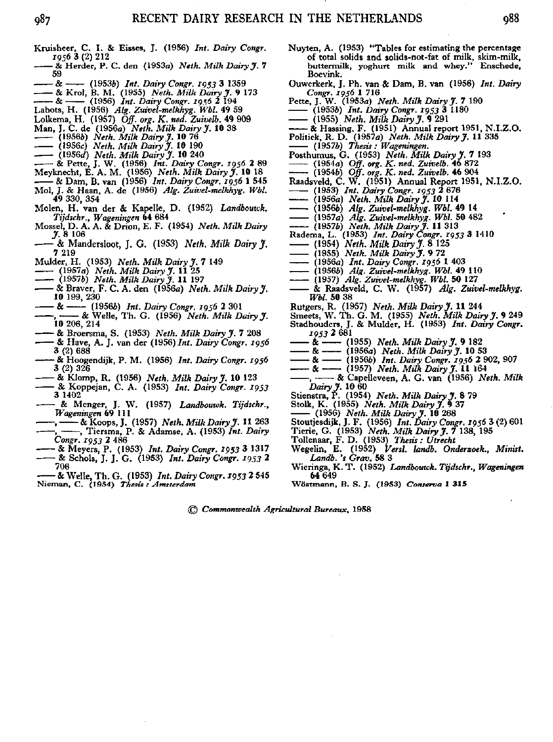Kruisheer, C. I. & Eisses, J. (1956) *Int. Dairy Congr. 1956* **3** (2) 212
—— & Herder, P. C. den (1953*a*) *Neth. Milk Dairy J.* **7** 59
—— & —— (1953*b*) *Int. Dairy Congr. 1953* **3** 1359
—— & Krol, B. M. (1955) *Neth. Milk Dairy J.* **9** 173
—— & —— (1956) *Int. Dairy Congr. 1956* **2** 194
Labots, H. (1956) *Alg. Zuivel-melkhyg. Wbl.* **49** 59
Lolkema, H. (1957) *Off. org. K. ned. Zuivelb.* **49** 909
Man, J. C. de (1956*a*) *Neth. Milk Dairy J.* **10** 38
—— (1956*b*) *Neth. Milk Dairy J.* **10** 76
—— (1956*c*) *Neth. Milk Dairy J.* **10** 190
—— (1956*d*) *Neth. Milk Dairy J.* **10** 240
—— & Pette, J. W. (1956) *Int. Dairy Congr. 1956* **2** 89
Meyknecht, E. A. M. (1956) *Neth. Milk Dairy J.* **10** 18
—— & Dam, B. van (1956) *Int. Dairy Congr. 1956* **1** 545
Mol, J. & Haan, A. de (1956) *Alg. Zuivel-melkhyg. Wbl.* **49** 330, 354
Molen, H. van der & Kapelle, D. (1952) *Landbouwk. Tijdschr., Wageningen* **64** 684
Mossel, D. A. A. & Drion, E. F. (1954) *Neth. Milk Dairy J.* **8** 106
—— & Mandersloot, J. G. (1953) *Neth. Milk Dairy J.* **7** 219
Mulder, H. (1953) *Neth. Milk Dairy J.* **7** 149
—— (1957*a*) *Neth. Milk Dairy J.* **11** 25
—— (1957*b*) *Neth. Milk Dairy J.* **11** 197
—— & Braver, F. C. A. den (1956*a*) *Neth. Milk Dairy J.* **10** 199, 230
—— & —— (1956*b*) *Int. Dairy Congr. 1956* **2** 301
——, —— & Welle, Th. G. (1956) *Neth. Milk Dairy J.* **10** 206, 214
—— & Broersma, S. (1953) *Neth. Milk Dairy J.* **7** 208
—— & Have, A. J. van der (1956) *Int. Dairy Congr. 1956* **3** (2) 688
—— & Hoogendijk, P. M. (1956) *Int. Dairy Congr. 1956* **3** (2) 326
—— & Klomp, R. (1956) *Neth. Milk Dairy J.* **10** 123
—— & Koppejan, C. A. (1953) *Int. Dairy Congr. 1953* **3** 1402
—— & Menger, J. W. (1957) *Landbouwk. Tijdschr., Wageningen* **69** 111
——, —— & Koops, J. (1957) *Neth. Milk Dairy J.* **11** 263
——, ——, Tiersma, P. & Adamse, A. (1953) *Int. Dairy Congr. 1953* **2** 486
—— & Meyers, P. (1953) *Int. Dairy Congr. 1953* **3** 1317
—— & Schols, J. J. G. (1953) *Int. Dairy Congr. 1953* **2** 706
—— & Welle, Th. G. (1953) *Int. Dairy Congr. 1953* **2** 545
Nieman, C. (1954) *Thesis: Amsterdam*
Nuyten, A. (1953) "Tables for estimating the percentage of total solids and solids-not-fat of milk, skim-milk, buttermilk, yoghurt milk and whey." Enschede, Boevink.
Ouwerkerk, J. Ph. van & Dam, B. van (1956) *Int. Dairy Congr. 1956* **1** 716
Pette, J. W. (1953*a*) *Neth. Milk Dairy J.* **7** 190
—— (1953*b*) *Int. Dairy Congr. 1953* **3** 1180
—— (1955) *Neth. Milk Dairy J.* **9** 291
—— & Hassing, F. (1951) Annual report 1951, N.I.Z.O.
Politiek, R. D. (1957*a*) *Neth. Milk Dairy J.* **11** 335
—— (1957*b*) *Thesis: Wageningen.*
Posthumus, G. (1953) *Neth. Milk Dairy J.* **7** 193
—— (1954*a*) *Off. org. K. ned. Zuivelb.* **46** 872
—— (1954*b*) *Off. org. K. ned. Zuivelb.* **46** 904
Raadsveld, C. W. (1951) Annual Report 1951, N.I.Z.O.
—— (1953) *Int. Dairy Congr. 1953* **2** 676
—— (1956*a*) *Neth. Milk Dairy J.* **10** 114
—— (1956*b*) *Alg. Zuivel-melkhyg. Wbl.* **49** 14
—— (1957*a*) *Alg. Zuivel-melkhyg. Wbl.* **50** 482
—— (1957*b*) *Neth. Milk Dairy J.* **11** 313
Radema, L. (1953) *Int. Dairy Congr. 1953* **3** 1410
—— (1954) *Neth. Milk Dairy J.* **8** 125
—— (1955) *Neth. Milk Dairy J.* **9** 72
—— (1956*a*) *Int. Dairy Congr. 1956* **1** 403
—— (1956*b*) *Alg. Zuivel-melkhyg. Wbl.* **49** 110
—— (1957) *Alg. Zuivel-melkhyg. Wbl.* **50** 127
—— & Raadsveld, C. W. (1957) *Alg. Zuivel-melkhyg. Wbl.* **50** 38
Rutgers, R. (1957) *Neth. Milk Dairy J.* **11** 244
Smeets, W. Th. G. M. (1955) *Neth. Milk Dairy J.* **9** 249
Stadhouders, J. & Mulder, H. (1953) *Int. Dairy Congr. 1953* **2** 681
—— & —— (1955) *Neth. Milk Dairy J.* **9** 182
—— & —— (1956*a*) *Neth. Milk Dairy J.* **10** 53
—— & —— (1956*b*) *Int. Dairy Congr. 1956* **2** 902, 907
—— & —— (1957) *Neth. Milk Dairy J.* **11** 164
——, —— & Capelleveen, A. G. van (1956) *Neth. Milk Dairy J.* **10** 60
Stienstra, P. (1954) *Neth. Milk Dairy J.* **8** 79
Stolk, K. (1955) *Neth. Milk Dairy J.* **9** 37
—— (1956) *Neth. Milk Dairy J.* **10** 268
Stoutjesdijk, J. F. (1956) *Int. Dairy Congr. 1956* **3** (2) 601
Tierie, G. (1953) *Neth. Milk Dairy J.* **7** 138, 195
Tollenaar, F. D. (1953) *Thesis: Utrecht*
Wegelin, E. (1952) *Versl. landb. Onderzoek., Minist. Landb. 's Grav.* **58** 3
Wieringa, K. T. (1952) *Landbouwk. Tijdschr., Wageningen* **64** 649
Wöstmann, B. S. J. (1953) *Conserva* **1** 315

© *Commonwealth Agricultural Bureaux*, 1958